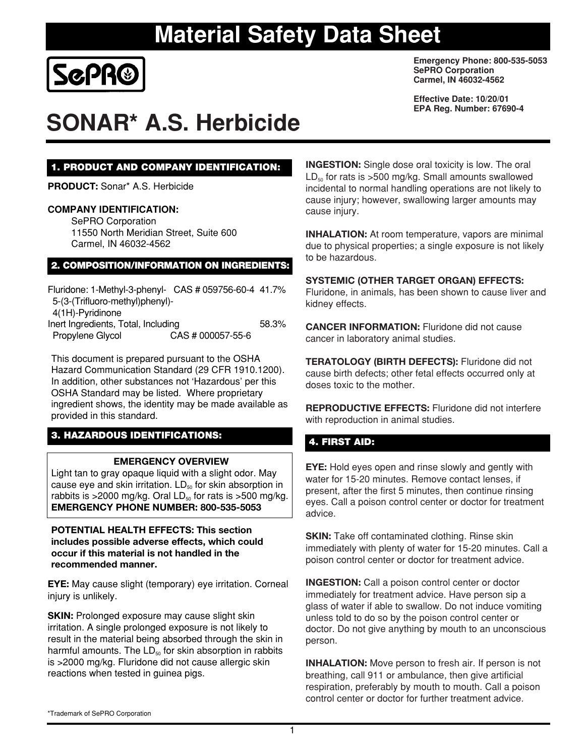# Material Safety Data Sheet

SePRO

**Emergency Phone: 800-535-5053**
**SePRO Corporation**
**Carmel, IN 46032-4562**

**Effective Date: 10/20/01**
**EPA Reg. Number: 67690-4**

# SONAR* A.S. Herbicide

## 1. PRODUCT AND COMPANY IDENTIFICATION:

**PRODUCT:** Sonar* A.S. Herbicide

**COMPANY IDENTIFICATION:**
SePRO Corporation
11550 North Meridian Street, Suite 600
Carmel, IN 46032-4562

## 2. COMPOSITION/INFORMATION ON INGREDIENTS:

| Ingredient | CAS # | % |
|---|---|---|
| Fluridone: 1-Methyl-3-phenyl-5-(3-(Trifluoro-methyl)phenyl)-4(1H)-Pyridinone | CAS # 059756-60-4 | 41.7% |
| Inert Ingredients, Total, Including | | 58.3% |
| Propylene Glycol | CAS # 000057-55-6 | |

This document is prepared pursuant to the OSHA Hazard Communication Standard (29 CFR 1910.1200). In addition, other substances not 'Hazardous' per this OSHA Standard may be listed. Where proprietary ingredient shows, the identity may be made available as provided in this standard.

## 3. HAZARDOUS IDENTIFICATIONS:

**EMERGENCY OVERVIEW**

Light tan to gray opaque liquid with a slight odor. May cause eye and skin irritation. $LD_{50}$ for skin absorption in rabbits is >2000 mg/kg. Oral $LD_{50}$ for rats is >500 mg/kg.
**EMERGENCY PHONE NUMBER: 800-535-5053**

**POTENTIAL HEALTH EFFECTS: This section includes possible adverse effects, which could occur if this material is not handled in the recommended manner.**

**EYE:** May cause slight (temporary) eye irritation. Corneal injury is unlikely.

**SKIN:** Prolonged exposure may cause slight skin irritation. A single prolonged exposure is not likely to result in the material being absorbed through the skin in harmful amounts. The $LD_{50}$ for skin absorption in rabbits is >2000 mg/kg. Fluridone did not cause allergic skin reactions when tested in guinea pigs.

**INGESTION:** Single dose oral toxicity is low. The oral $LD_{50}$ for rats is >500 mg/kg. Small amounts swallowed incidental to normal handling operations are not likely to cause injury; however, swallowing larger amounts may cause injury.

**INHALATION:** At room temperature, vapors are minimal due to physical properties; a single exposure is not likely to be hazardous.

**SYSTEMIC (OTHER TARGET ORGAN) EFFECTS:** Fluridone, in animals, has been shown to cause liver and kidney effects.

**CANCER INFORMATION:** Fluridone did not cause cancer in laboratory animal studies.

**TERATOLOGY (BIRTH DEFECTS):** Fluridone did not cause birth defects; other fetal effects occurred only at doses toxic to the mother.

**REPRODUCTIVE EFFECTS:** Fluridone did not interfere with reproduction in animal studies.

## 4. FIRST AID:

**EYE:** Hold eyes open and rinse slowly and gently with water for 15-20 minutes. Remove contact lenses, if present, after the first 5 minutes, then continue rinsing eyes. Call a poison control center or doctor for treatment advice.

**SKIN:** Take off contaminated clothing. Rinse skin immediately with plenty of water for 15-20 minutes. Call a poison control center or doctor for treatment advice.

**INGESTION:** Call a poison control center or doctor immediately for treatment advice. Have person sip a glass of water if able to swallow. Do not induce vomiting unless told to do so by the poison control center or doctor. Do not give anything by mouth to an unconscious person.

**INHALATION:** Move person to fresh air. If person is not breathing, call 911 or ambulance, then give artificial respiration, preferably by mouth to mouth. Call a poison control center or doctor for further treatment advice.

*Trademark of SePRO Corporation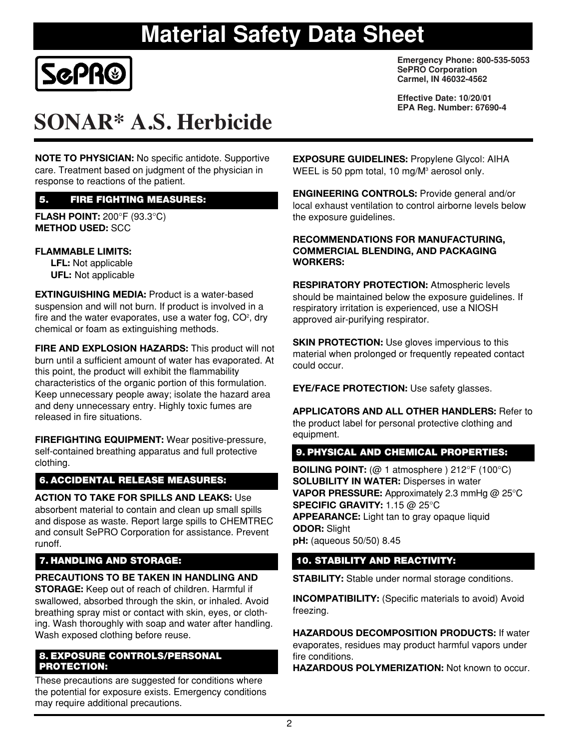# Material Safety Data Sheet

**SePRO**

**Emergency Phone: 800-535-5053**
**SePRO Corporation**
**Carmel, IN 46032-4562**

**Effective Date: 10/20/01**
**EPA Reg. Number: 67690-4**

# SONAR* A.S. Herbicide

**NOTE TO PHYSICIAN:** No specific antidote. Supportive care. Treatment based on judgment of the physician in response to reactions of the patient.

## 5. FIRE FIGHTING MEASURES:

**FLASH POINT:** 200°F (93.3°C)
**METHOD USED:** SCC

**FLAMMABLE LIMITS:**
**LFL:** Not applicable
**UFL:** Not applicable

**EXTINGUISHING MEDIA:** Product is a water-based suspension and will not burn. If product is involved in a fire and the water evaporates, use a water fog, $CO^2$, dry chemical or foam as extinguishing methods.

**FIRE AND EXPLOSION HAZARDS:** This product will not burn until a sufficient amount of water has evaporated. At this point, the product will exhibit the flammability characteristics of the organic portion of this formulation. Keep unnecessary people away; isolate the hazard area and deny unnecessary entry. Highly toxic fumes are released in fire situations.

**FIREFIGHTING EQUIPMENT:** Wear positive-pressure, self-contained breathing apparatus and full protective clothing.

## 6. ACCIDENTAL RELEASE MEASURES:

**ACTION TO TAKE FOR SPILLS AND LEAKS:** Use absorbent material to contain and clean up small spills and dispose as waste. Report large spills to CHEMTREC and consult SePRO Corporation for assistance. Prevent runoff.

## 7. HANDLING AND STORAGE:

**PRECAUTIONS TO BE TAKEN IN HANDLING AND STORAGE:** Keep out of reach of children. Harmful if swallowed, absorbed through the skin, or inhaled. Avoid breathing spray mist or contact with skin, eyes, or clothing. Wash thoroughly with soap and water after handling. Wash exposed clothing before reuse.

## 8. EXPOSURE CONTROLS/PERSONAL PROTECTION:

These precautions are suggested for conditions where the potential for exposure exists. Emergency conditions may require additional precautions.

**EXPOSURE GUIDELINES:** Propylene Glycol: AIHA WEEL is 50 ppm total, 10 mg/$M^3$ aerosol only.

**ENGINEERING CONTROLS:** Provide general and/or local exhaust ventilation to control airborne levels below the exposure guidelines.

**RECOMMENDATIONS FOR MANUFACTURING, COMMERCIAL BLENDING, AND PACKAGING WORKERS:**

**RESPIRATORY PROTECTION:** Atmospheric levels should be maintained below the exposure guidelines. If respiratory irritation is experienced, use a NIOSH approved air-purifying respirator.

**SKIN PROTECTION:** Use gloves impervious to this material when prolonged or frequently repeated contact could occur.

**EYE/FACE PROTECTION:** Use safety glasses.

**APPLICATORS AND ALL OTHER HANDLERS:** Refer to the product label for personal protective clothing and equipment.

## 9. PHYSICAL AND CHEMICAL PROPERTIES:

**BOILING POINT:** (@ 1 atmosphere ) 212°F (100°C)
**SOLUBILITY IN WATER:** Disperses in water
**VAPOR PRESSURE:** Approximately 2.3 mmHg @ 25°C
**SPECIFIC GRAVITY:** 1.15 @ 25°C
**APPEARANCE:** Light tan to gray opaque liquid
**ODOR:** Slight
**pH:** (aqueous 50/50) 8.45

## 10. STABILITY AND REACTIVITY:

**STABILITY:** Stable under normal storage conditions.

**INCOMPATIBILITY:** (Specific materials to avoid) Avoid freezing.

**HAZARDOUS DECOMPOSITION PRODUCTS:** If water evaporates, residues may product harmful vapors under fire conditions.
**HAZARDOUS POLYMERIZATION:** Not known to occur.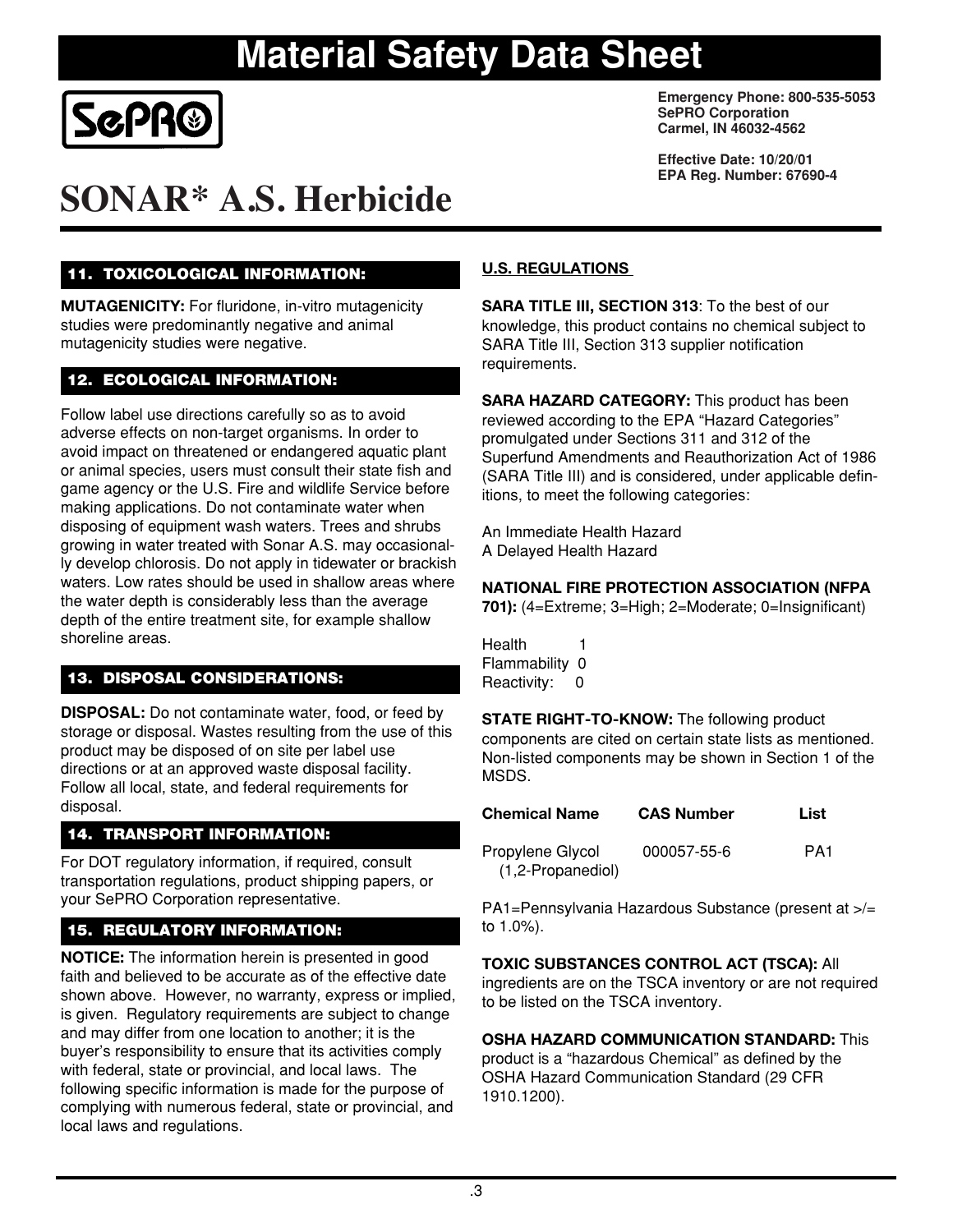# Material Safety Data Sheet

SePRO

**Emergency Phone: 800-535-5053**
**SePRO Corporation**
**Carmel, IN 46032-4562**

**Effective Date: 10/20/01**
**EPA Reg. Number: 67690-4**

# SONAR* A.S. Herbicide

## 11. TOXICOLOGICAL INFORMATION:

**MUTAGENICITY:** For fluridone, in-vitro mutagenicity studies were predominantly negative and animal mutagenicity studies were negative.

## 12. ECOLOGICAL INFORMATION:

Follow label use directions carefully so as to avoid adverse effects on non-target organisms. In order to avoid impact on threatened or endangered aquatic plant or animal species, users must consult their state fish and game agency or the U.S. Fire and wildlife Service before making applications. Do not contaminate water when disposing of equipment wash waters. Trees and shrubs growing in water treated with Sonar A.S. may occasionally develop chlorosis. Do not apply in tidewater or brackish waters. Low rates should be used in shallow areas where the water depth is considerably less than the average depth of the entire treatment site, for example shallow shoreline areas.

## 13. DISPOSAL CONSIDERATIONS:

**DISPOSAL:** Do not contaminate water, food, or feed by storage or disposal. Wastes resulting from the use of this product may be disposed of on site per label use directions or at an approved waste disposal facility. Follow all local, state, and federal requirements for disposal.

## 14. TRANSPORT INFORMATION:

For DOT regulatory information, if required, consult transportation regulations, product shipping papers, or your SePRO Corporation representative.

## 15. REGULATORY INFORMATION:

**NOTICE:** The information herein is presented in good faith and believed to be accurate as of the effective date shown above. However, no warranty, express or implied, is given. Regulatory requirements are subject to change and may differ from one location to another; it is the buyer's responsibility to ensure that its activities comply with federal, state or provincial, and local laws. The following specific information is made for the purpose of complying with numerous federal, state or provincial, and local laws and regulations.

**U.S. REGULATIONS**

**SARA TITLE III, SECTION 313**: To the best of our knowledge, this product contains no chemical subject to SARA Title III, Section 313 supplier notification requirements.

**SARA HAZARD CATEGORY:** This product has been reviewed according to the EPA "Hazard Categories" promulgated under Sections 311 and 312 of the Superfund Amendments and Reauthorization Act of 1986 (SARA Title III) and is considered, under applicable definitions, to meet the following categories:

An Immediate Health Hazard
A Delayed Health Hazard

**NATIONAL FIRE PROTECTION ASSOCIATION (NFPA 701):** (4=Extreme; 3=High; 2=Moderate; 0=Insignificant)

Health 1
Flammability 0
Reactivity: 0

**STATE RIGHT-TO-KNOW:** The following product components are cited on certain state lists as mentioned. Non-listed components may be shown in Section 1 of the MSDS.

| Chemical Name | CAS Number | List |
|---|---|---|
| Propylene Glycol (1,2-Propanediol) | 000057-55-6 | PA1 |

PA1=Pennsylvania Hazardous Substance (present at >/= to 1.0%).

**TOXIC SUBSTANCES CONTROL ACT (TSCA):** All ingredients are on the TSCA inventory or are not required to be listed on the TSCA inventory.

**OSHA HAZARD COMMUNICATION STANDARD:** This product is a "hazardous Chemical" as defined by the OSHA Hazard Communication Standard (29 CFR 1910.1200).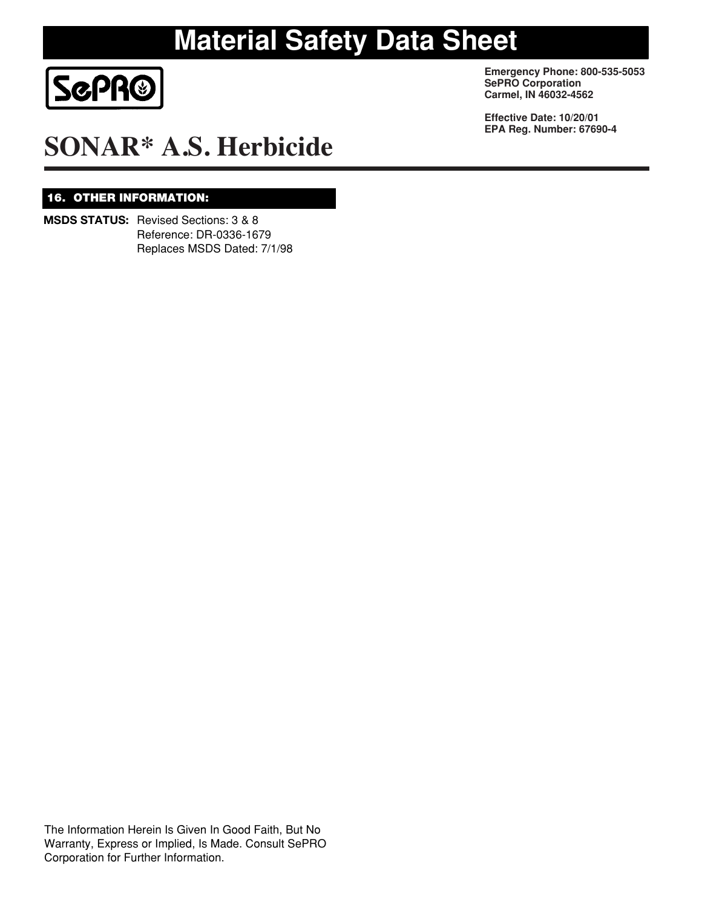# Material Safety Data Sheet

SePRO

**Emergency Phone: 800-535-5053**
**SePRO Corporation**
**Carmel, IN 46032-4562**

**Effective Date: 10/20/01**
**EPA Reg. Number: 67690-4**

# SONAR* A.S. Herbicide

## 16. OTHER INFORMATION:

**MSDS STATUS:** Revised Sections: 3 & 8
Reference: DR-0336-1679
Replaces MSDS Dated: 7/1/98

The Information Herein Is Given In Good Faith, But No Warranty, Express or Implied, Is Made. Consult SePRO Corporation for Further Information.